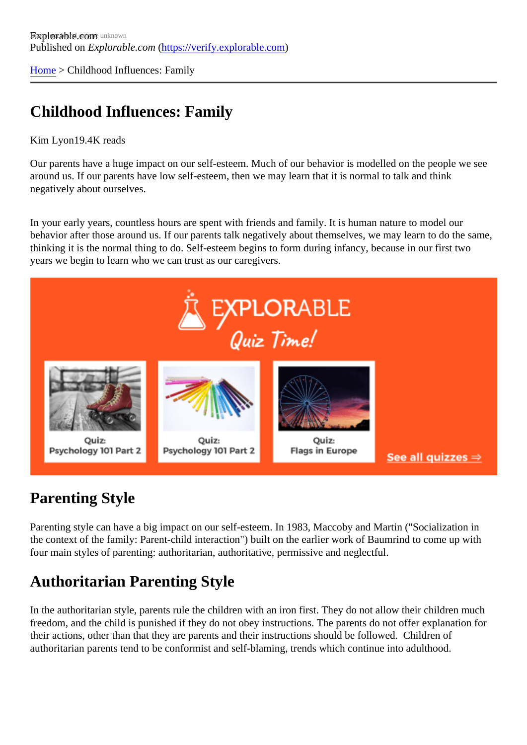Explorable.com
Published on *Explorable.com* (https://verify.explorable.com)

Home > Childhood Influences: Family

# Childhood Influences: Family

Kim Lyon19.4K reads

Our parents have a huge impact on our self-esteem. Much of our behavior is modelled on the people we see around us. If our parents have low self-esteem, then we may learn that it is normal to talk and think negatively about ourselves.

In your early years, countless hours are spent with friends and family. It is human nature to model our behavior after those around us. If our parents talk negatively about themselves, we may learn to do the same, thinking it is the normal thing to do. Self-esteem begins to form during infancy, because in our first two years we begin to learn who we can trust as our caregivers.

## Parenting Style

Parenting style can have a big impact on our self-esteem. In 1983, Maccoby and Martin ("Socialization in the context of the family: Parent-child interaction") built on the earlier work of Baumrind to come up with four main styles of parenting: authoritarian, authoritative, permissive and neglectful.

## Authoritarian Parenting Style

In the authoritarian style, parents rule the children with an iron first. They do not allow their children much freedom, and the child is punished if they do not obey instructions. The parents do not offer explanation for their actions, other than that they are parents and their instructions should be followed. Children of authoritarian parents tend to be conformist and self-blaming, trends which continue into adulthood.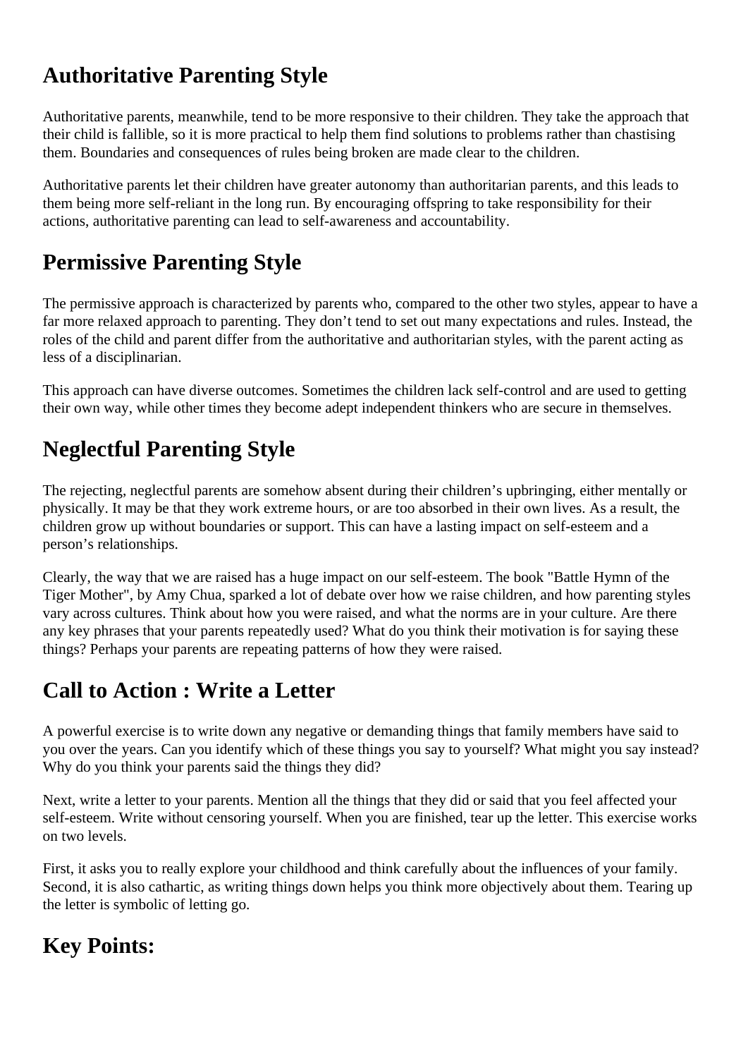## Authoritative Parenting Style

Authoritative parents, meanwhile, tend to be more responsive to their children. They take the approach that their child is fallible, so it is more practical to help them find solutions to problems rather than chastising them. Boundaries and consequences of rules being broken are made clear to the children.

Authoritative parents let their children have greater autonomy than authoritarian parents, and this leads to them being more self-reliant in the long run. By encouraging offspring to take responsibility for their actions, authoritative parenting can lead to self-awareness and accountability.

## Permissive Parenting Style

The permissive approach is characterized by parents who, compared to the other two styles, appear to have a far more relaxed approach to parenting. They don't tend to set out many expectations and rules. Instead, the roles of the child and parent differ from the authoritative and authoritarian styles, with the parent acting as less of a disciplinarian.

This approach can have diverse outcomes. Sometimes the children lack self-control and are used to getting their own way, while other times they become adept independent thinkers who are secure in themselves.

## Neglectful Parenting Style

The rejecting, neglectful parents are somehow absent during their children's upbringing, either mentally or physically. It may be that they work extreme hours, or are too absorbed in their own lives. As a result, the children grow up without boundaries or support. This can have a lasting impact on self-esteem and a person's relationships.

Clearly, the way that we are raised has a huge impact on our self-esteem. The book "Battle Hymn of the Tiger Mother", by Amy Chua, sparked a lot of debate over how we raise children, and how parenting styles vary across cultures. Think about how you were raised, and what the norms are in your culture. Are there any key phrases that your parents repeatedly used? What do you think their motivation is for saying these things? Perhaps your parents are repeating patterns of how they were raised.

## Call to Action : Write a Letter

A powerful exercise is to write down any negative or demanding things that family members have said to you over the years. Can you identify which of these things you say to yourself? What might you say instead? Why do you think your parents said the things they did?

Next, write a letter to your parents. Mention all the things that they did or said that you feel affected your self-esteem. Write without censoring yourself. When you are finished, tear up the letter. This exercise works on two levels.

First, it asks you to really explore your childhood and think carefully about the influences of your family. Second, it is also cathartic, as writing things down helps you think more objectively about them. Tearing up the letter is symbolic of letting go.

## Key Points: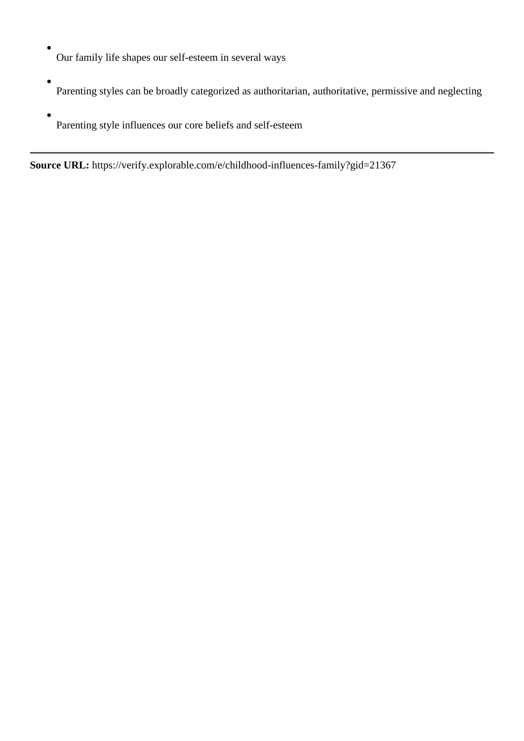- Our family life shapes our self-esteem in several ways
- Parenting styles can be broadly categorized as authoritarian, authoritative, permissive and neglecting
- Parenting style influences our core beliefs and self-esteem

---

**Source URL:** https://verify.explorable.com/e/childhood-influences-family?gid=21367